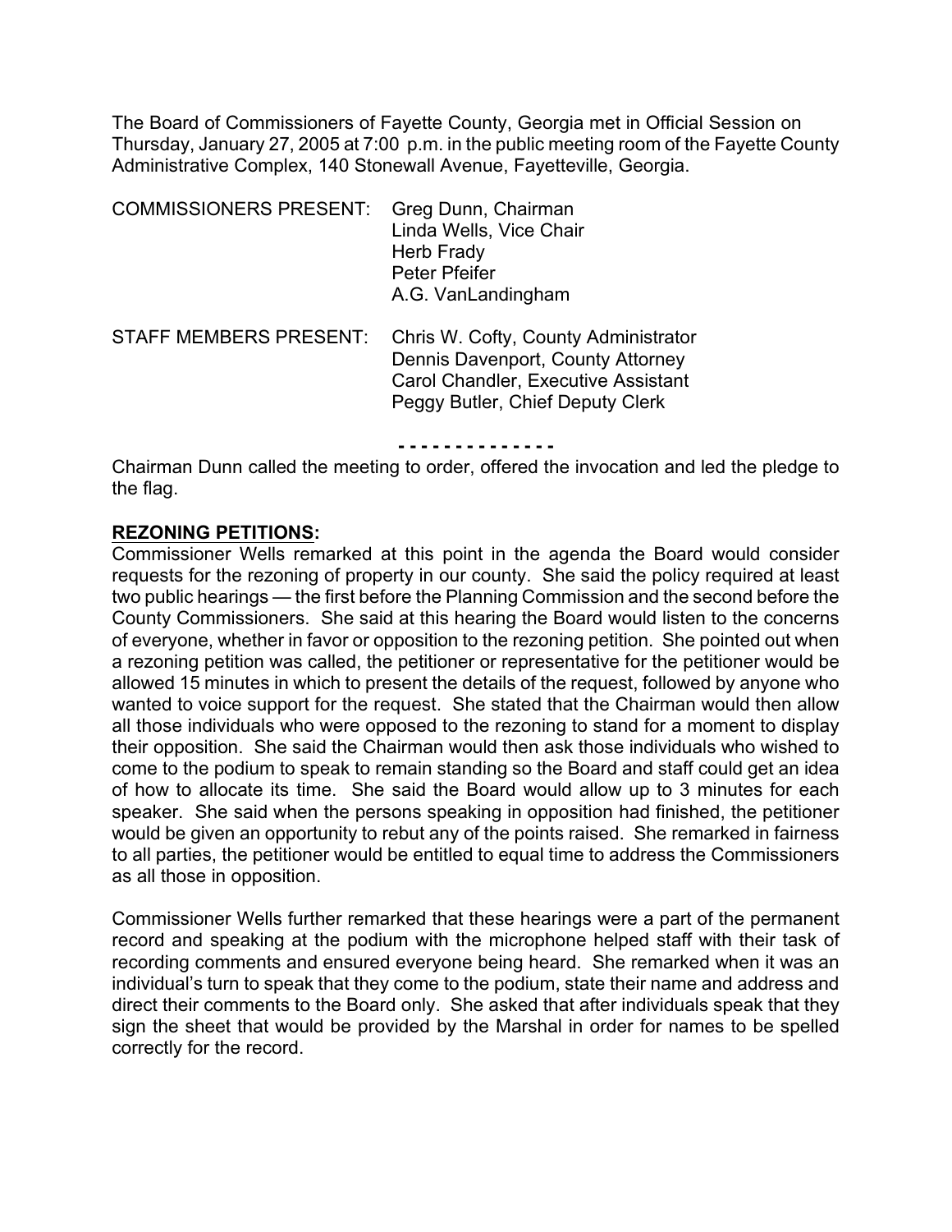The Board of Commissioners of Fayette County, Georgia met in Official Session on Thursday, January 27, 2005 at 7:00 p.m. in the public meeting room of the Fayette County Administrative Complex, 140 Stonewall Avenue, Fayetteville, Georgia.

COMMISSIONERS PRESENT: Greg Dunn, Chairman
Linda Wells, Vice Chair
Herb Frady
Peter Pfeifer
A.G. VanLandingham

STAFF MEMBERS PRESENT: Chris W. Cofty, County Administrator
Dennis Davenport, County Attorney
Carol Chandler, Executive Assistant
Peggy Butler, Chief Deputy Clerk

- - - - - - - - - - - - - -

Chairman Dunn called the meeting to order, offered the invocation and led the pledge to the flag.

**REZONING PETITIONS:**

Commissioner Wells remarked at this point in the agenda the Board would consider requests for the rezoning of property in our county. She said the policy required at least two public hearings — the first before the Planning Commission and the second before the County Commissioners. She said at this hearing the Board would listen to the concerns of everyone, whether in favor or opposition to the rezoning petition. She pointed out when a rezoning petition was called, the petitioner or representative for the petitioner would be allowed 15 minutes in which to present the details of the request, followed by anyone who wanted to voice support for the request. She stated that the Chairman would then allow all those individuals who were opposed to the rezoning to stand for a moment to display their opposition. She said the Chairman would then ask those individuals who wished to come to the podium to speak to remain standing so the Board and staff could get an idea of how to allocate its time. She said the Board would allow up to 3 minutes for each speaker. She said when the persons speaking in opposition had finished, the petitioner would be given an opportunity to rebut any of the points raised. She remarked in fairness to all parties, the petitioner would be entitled to equal time to address the Commissioners as all those in opposition.

Commissioner Wells further remarked that these hearings were a part of the permanent record and speaking at the podium with the microphone helped staff with their task of recording comments and ensured everyone being heard. She remarked when it was an individual's turn to speak that they come to the podium, state their name and address and direct their comments to the Board only. She asked that after individuals speak that they sign the sheet that would be provided by the Marshal in order for names to be spelled correctly for the record.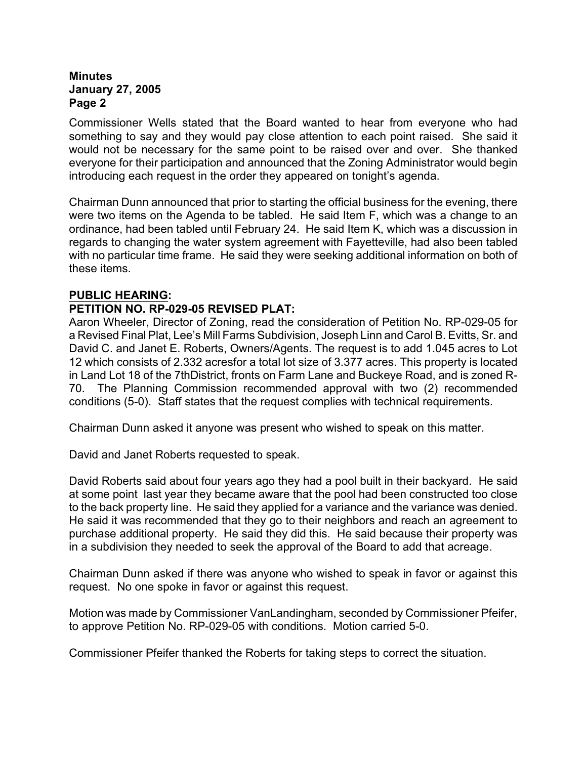Commissioner Wells stated that the Board wanted to hear from everyone who had something to say and they would pay close attention to each point raised. She said it would not be necessary for the same point to be raised over and over. She thanked everyone for their participation and announced that the Zoning Administrator would begin introducing each request in the order they appeared on tonight's agenda.

Chairman Dunn announced that prior to starting the official business for the evening, there were two items on the Agenda to be tabled. He said Item F, which was a change to an ordinance, had been tabled until February 24. He said Item K, which was a discussion in regards to changing the water system agreement with Fayetteville, had also been tabled with no particular time frame. He said they were seeking additional information on both of these items.

**PUBLIC HEARING:**

**PETITION NO. RP-029-05 REVISED PLAT:**

Aaron Wheeler, Director of Zoning, read the consideration of Petition No. RP-029-05 for a Revised Final Plat, Lee's Mill Farms Subdivision, Joseph Linn and Carol B. Evitts, Sr. and David C. and Janet E. Roberts, Owners/Agents. The request is to add 1.045 acres to Lot 12 which consists of 2.332 acresfor a total lot size of 3.377 acres. This property is located in Land Lot 18 of the 7thDistrict, fronts on Farm Lane and Buckeye Road, and is zoned R-70. The Planning Commission recommended approval with two (2) recommended conditions (5-0). Staff states that the request complies with technical requirements.

Chairman Dunn asked it anyone was present who wished to speak on this matter.

David and Janet Roberts requested to speak.

David Roberts said about four years ago they had a pool built in their backyard. He said at some point last year they became aware that the pool had been constructed too close to the back property line. He said they applied for a variance and the variance was denied. He said it was recommended that they go to their neighbors and reach an agreement to purchase additional property. He said they did this. He said because their property was in a subdivision they needed to seek the approval of the Board to add that acreage.

Chairman Dunn asked if there was anyone who wished to speak in favor or against this request. No one spoke in favor or against this request.

Motion was made by Commissioner VanLandingham, seconded by Commissioner Pfeifer, to approve Petition No. RP-029-05 with conditions. Motion carried 5-0.

Commissioner Pfeifer thanked the Roberts for taking steps to correct the situation.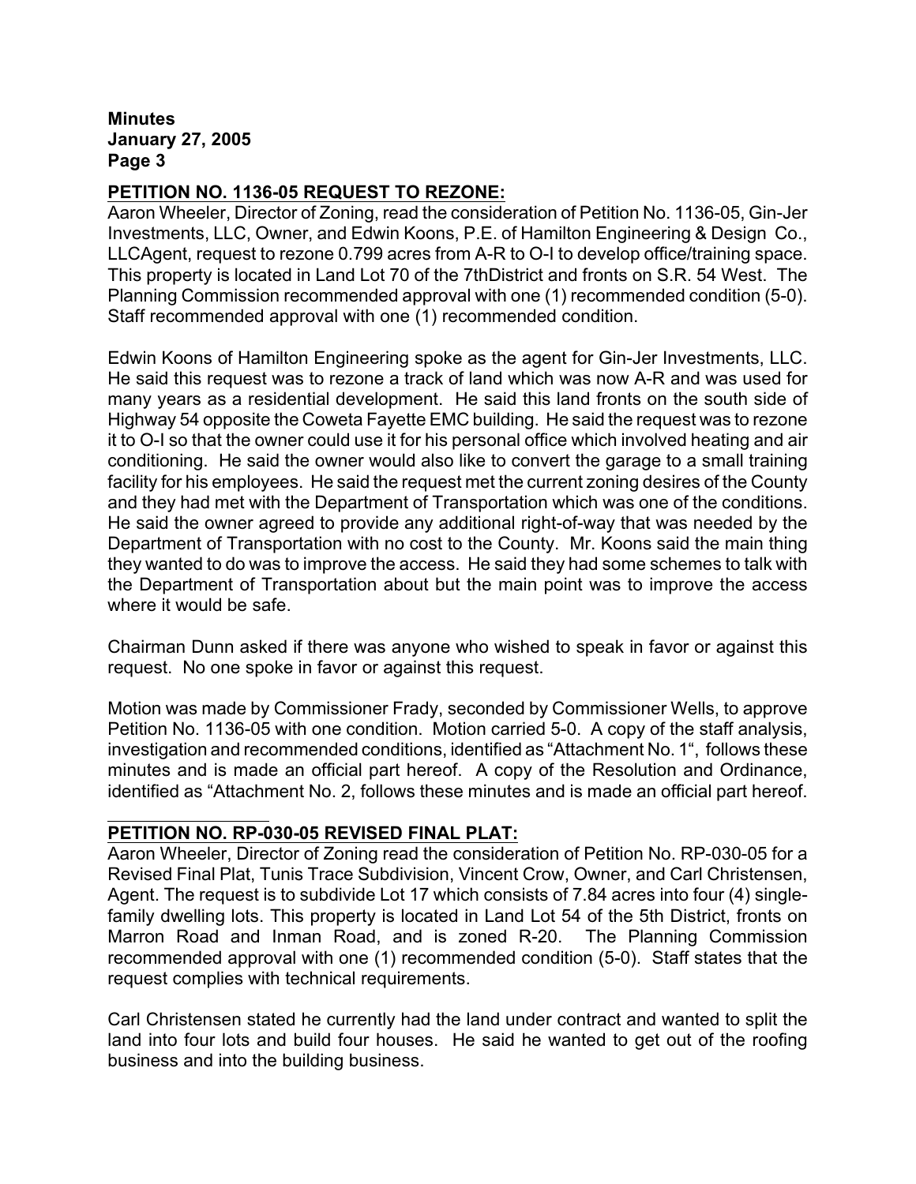## PETITION NO. 1136-05 REQUEST TO REZONE:

Aaron Wheeler, Director of Zoning, read the consideration of Petition No. 1136-05, Gin-Jer Investments, LLC, Owner, and Edwin Koons, P.E. of Hamilton Engineering & Design Co., LLCAgent, request to rezone 0.799 acres from A-R to O-I to develop office/training space. This property is located in Land Lot 70 of the 7thDistrict and fronts on S.R. 54 West. The Planning Commission recommended approval with one (1) recommended condition (5-0). Staff recommended approval with one (1) recommended condition.

Edwin Koons of Hamilton Engineering spoke as the agent for Gin-Jer Investments, LLC. He said this request was to rezone a track of land which was now A-R and was used for many years as a residential development. He said this land fronts on the south side of Highway 54 opposite the Coweta Fayette EMC building. He said the request was to rezone it to O-I so that the owner could use it for his personal office which involved heating and air conditioning. He said the owner would also like to convert the garage to a small training facility for his employees. He said the request met the current zoning desires of the County and they had met with the Department of Transportation which was one of the conditions. He said the owner agreed to provide any additional right-of-way that was needed by the Department of Transportation with no cost to the County. Mr. Koons said the main thing they wanted to do was to improve the access. He said they had some schemes to talk with the Department of Transportation about but the main point was to improve the access where it would be safe.

Chairman Dunn asked if there was anyone who wished to speak in favor or against this request. No one spoke in favor or against this request.

Motion was made by Commissioner Frady, seconded by Commissioner Wells, to approve Petition No. 1136-05 with one condition. Motion carried 5-0. A copy of the staff analysis, investigation and recommended conditions, identified as "Attachment No. 1", follows these minutes and is made an official part hereof. A copy of the Resolution and Ordinance, identified as "Attachment No. 2, follows these minutes and is made an official part hereof.

## PETITION NO. RP-030-05 REVISED FINAL PLAT:

Aaron Wheeler, Director of Zoning read the consideration of Petition No. RP-030-05 for a Revised Final Plat, Tunis Trace Subdivision, Vincent Crow, Owner, and Carl Christensen, Agent. The request is to subdivide Lot 17 which consists of 7.84 acres into four (4) single-family dwelling lots. This property is located in Land Lot 54 of the 5th District, fronts on Marron Road and Inman Road, and is zoned R-20. The Planning Commission recommended approval with one (1) recommended condition (5-0). Staff states that the request complies with technical requirements.

Carl Christensen stated he currently had the land under contract and wanted to split the land into four lots and build four houses. He said he wanted to get out of the roofing business and into the building business.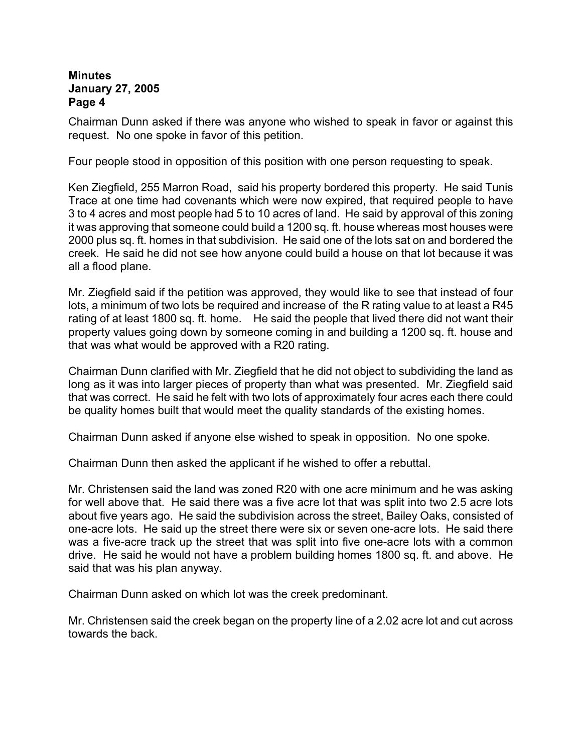Chairman Dunn asked if there was anyone who wished to speak in favor or against this request. No one spoke in favor of this petition.

Four people stood in opposition of this position with one person requesting to speak.

Ken Ziegfield, 255 Marron Road, said his property bordered this property. He said Tunis Trace at one time had covenants which were now expired, that required people to have 3 to 4 acres and most people had 5 to 10 acres of land. He said by approval of this zoning it was approving that someone could build a 1200 sq. ft. house whereas most houses were 2000 plus sq. ft. homes in that subdivision. He said one of the lots sat on and bordered the creek. He said he did not see how anyone could build a house on that lot because it was all a flood plane.

Mr. Ziegfield said if the petition was approved, they would like to see that instead of four lots, a minimum of two lots be required and increase of the R rating value to at least a R45 rating of at least 1800 sq. ft. home. He said the people that lived there did not want their property values going down by someone coming in and building a 1200 sq. ft. house and that was what would be approved with a R20 rating.

Chairman Dunn clarified with Mr. Ziegfield that he did not object to subdividing the land as long as it was into larger pieces of property than what was presented. Mr. Ziegfield said that was correct. He said he felt with two lots of approximately four acres each there could be quality homes built that would meet the quality standards of the existing homes.

Chairman Dunn asked if anyone else wished to speak in opposition. No one spoke.

Chairman Dunn then asked the applicant if he wished to offer a rebuttal.

Mr. Christensen said the land was zoned R20 with one acre minimum and he was asking for well above that. He said there was a five acre lot that was split into two 2.5 acre lots about five years ago. He said the subdivision across the street, Bailey Oaks, consisted of one-acre lots. He said up the street there were six or seven one-acre lots. He said there was a five-acre track up the street that was split into five one-acre lots with a common drive. He said he would not have a problem building homes 1800 sq. ft. and above. He said that was his plan anyway.

Chairman Dunn asked on which lot was the creek predominant.

Mr. Christensen said the creek began on the property line of a 2.02 acre lot and cut across towards the back.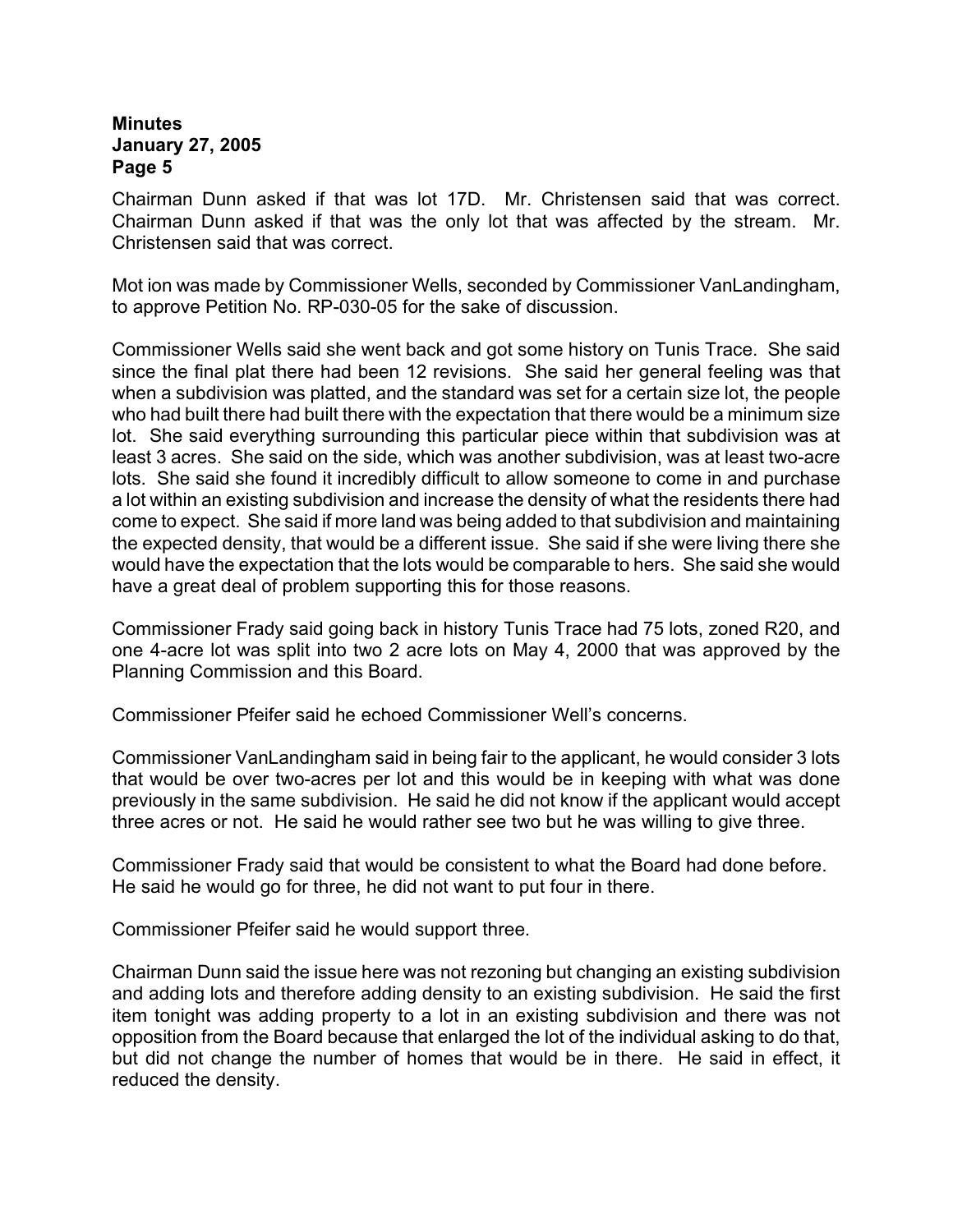Chairman Dunn asked if that was lot 17D. Mr. Christensen said that was correct. Chairman Dunn asked if that was the only lot that was affected by the stream. Mr. Christensen said that was correct.

Mot ion was made by Commissioner Wells, seconded by Commissioner VanLandingham, to approve Petition No. RP-030-05 for the sake of discussion.

Commissioner Wells said she went back and got some history on Tunis Trace. She said since the final plat there had been 12 revisions. She said her general feeling was that when a subdivision was platted, and the standard was set for a certain size lot, the people who had built there had built there with the expectation that there would be a minimum size lot. She said everything surrounding this particular piece within that subdivision was at least 3 acres. She said on the side, which was another subdivision, was at least two-acre lots. She said she found it incredibly difficult to allow someone to come in and purchase a lot within an existing subdivision and increase the density of what the residents there had come to expect. She said if more land was being added to that subdivision and maintaining the expected density, that would be a different issue. She said if she were living there she would have the expectation that the lots would be comparable to hers. She said she would have a great deal of problem supporting this for those reasons.

Commissioner Frady said going back in history Tunis Trace had 75 lots, zoned R20, and one 4-acre lot was split into two 2 acre lots on May 4, 2000 that was approved by the Planning Commission and this Board.

Commissioner Pfeifer said he echoed Commissioner Well's concerns.

Commissioner VanLandingham said in being fair to the applicant, he would consider 3 lots that would be over two-acres per lot and this would be in keeping with what was done previously in the same subdivision. He said he did not know if the applicant would accept three acres or not. He said he would rather see two but he was willing to give three.

Commissioner Frady said that would be consistent to what the Board had done before. He said he would go for three, he did not want to put four in there.

Commissioner Pfeifer said he would support three.

Chairman Dunn said the issue here was not rezoning but changing an existing subdivision and adding lots and therefore adding density to an existing subdivision. He said the first item tonight was adding property to a lot in an existing subdivision and there was not opposition from the Board because that enlarged the lot of the individual asking to do that, but did not change the number of homes that would be in there. He said in effect, it reduced the density.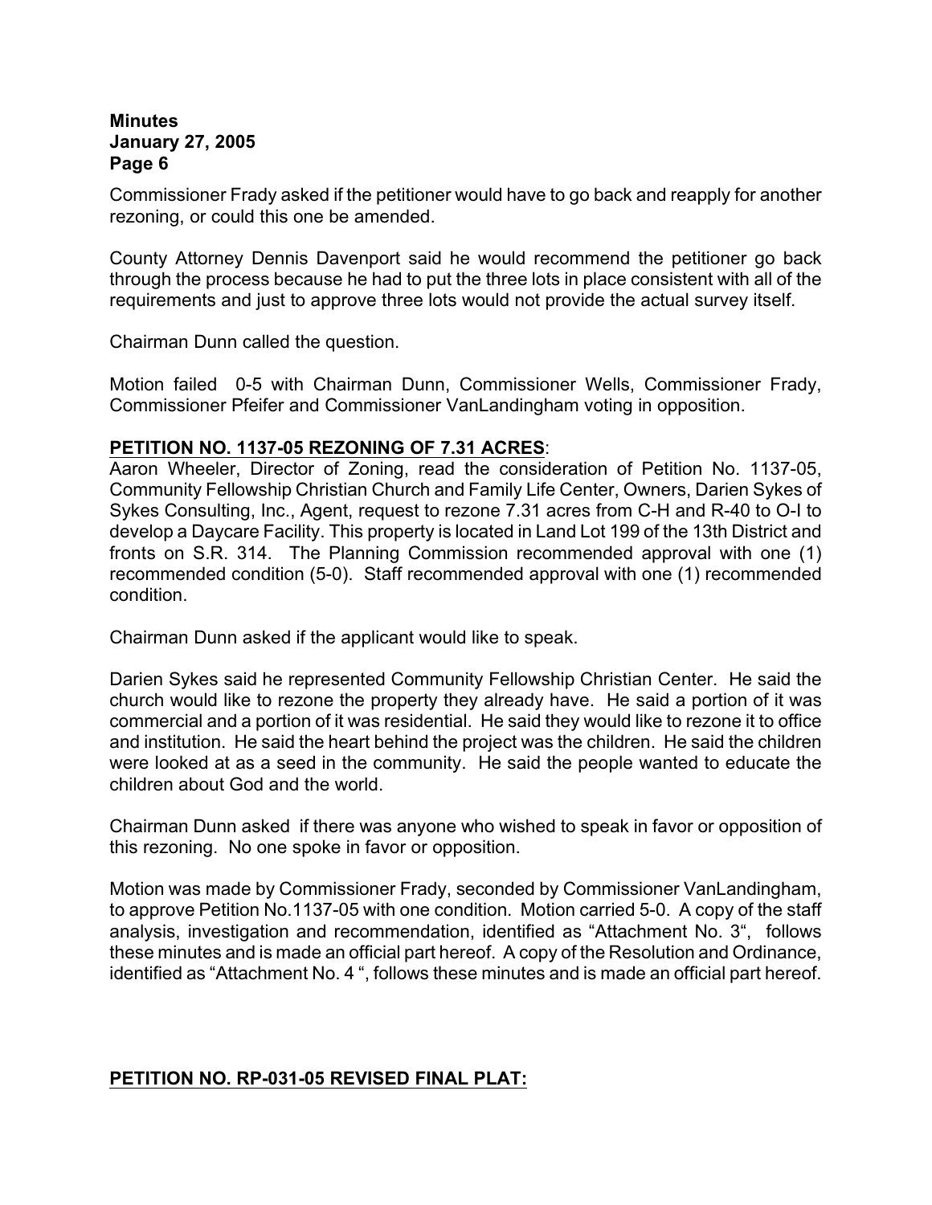Commissioner Frady asked if the petitioner would have to go back and reapply for another rezoning, or could this one be amended.

County Attorney Dennis Davenport said he would recommend the petitioner go back through the process because he had to put the three lots in place consistent with all of the requirements and just to approve three lots would not provide the actual survey itself.

Chairman Dunn called the question.

Motion failed 0-5 with Chairman Dunn, Commissioner Wells, Commissioner Frady, Commissioner Pfeifer and Commissioner VanLandingham voting in opposition.

**PETITION NO. 1137-05 REZONING OF 7.31 ACRES**:

Aaron Wheeler, Director of Zoning, read the consideration of Petition No. 1137-05, Community Fellowship Christian Church and Family Life Center, Owners, Darien Sykes of Sykes Consulting, Inc., Agent, request to rezone 7.31 acres from C-H and R-40 to O-I to develop a Daycare Facility. This property is located in Land Lot 199 of the 13th District and fronts on S.R. 314. The Planning Commission recommended approval with one (1) recommended condition (5-0). Staff recommended approval with one (1) recommended condition.

Chairman Dunn asked if the applicant would like to speak.

Darien Sykes said he represented Community Fellowship Christian Center. He said the church would like to rezone the property they already have. He said a portion of it was commercial and a portion of it was residential. He said they would like to rezone it to office and institution. He said the heart behind the project was the children. He said the children were looked at as a seed in the community. He said the people wanted to educate the children about God and the world.

Chairman Dunn asked if there was anyone who wished to speak in favor or opposition of this rezoning. No one spoke in favor or opposition.

Motion was made by Commissioner Frady, seconded by Commissioner VanLandingham, to approve Petition No.1137-05 with one condition. Motion carried 5-0. A copy of the staff analysis, investigation and recommendation, identified as "Attachment No. 3", follows these minutes and is made an official part hereof. A copy of the Resolution and Ordinance, identified as "Attachment No. 4 ", follows these minutes and is made an official part hereof.

**PETITION NO. RP-031-05 REVISED FINAL PLAT:**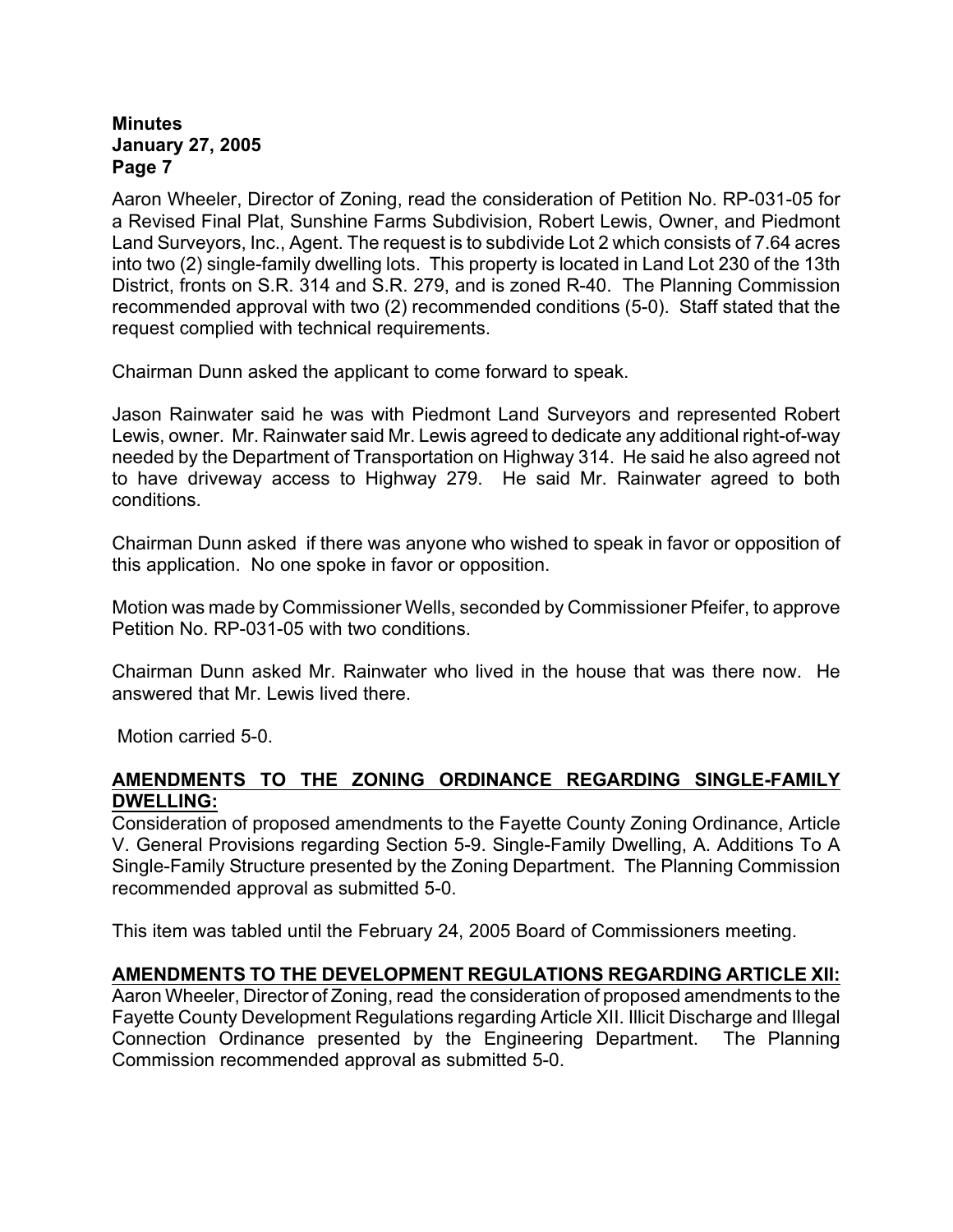Aaron Wheeler, Director of Zoning, read the consideration of Petition No. RP-031-05 for a Revised Final Plat, Sunshine Farms Subdivision, Robert Lewis, Owner, and Piedmont Land Surveyors, Inc., Agent. The request is to subdivide Lot 2 which consists of 7.64 acres into two (2) single-family dwelling lots. This property is located in Land Lot 230 of the 13th District, fronts on S.R. 314 and S.R. 279, and is zoned R-40. The Planning Commission recommended approval with two (2) recommended conditions (5-0). Staff stated that the request complied with technical requirements.

Chairman Dunn asked the applicant to come forward to speak.

Jason Rainwater said he was with Piedmont Land Surveyors and represented Robert Lewis, owner. Mr. Rainwater said Mr. Lewis agreed to dedicate any additional right-of-way needed by the Department of Transportation on Highway 314. He said he also agreed not to have driveway access to Highway 279. He said Mr. Rainwater agreed to both conditions.

Chairman Dunn asked if there was anyone who wished to speak in favor or opposition of this application. No one spoke in favor or opposition.

Motion was made by Commissioner Wells, seconded by Commissioner Pfeifer, to approve Petition No. RP-031-05 with two conditions.

Chairman Dunn asked Mr. Rainwater who lived in the house that was there now. He answered that Mr. Lewis lived there.

Motion carried 5-0.

**AMENDMENTS TO THE ZONING ORDINANCE REGARDING SINGLE-FAMILY DWELLING:**

Consideration of proposed amendments to the Fayette County Zoning Ordinance, Article V. General Provisions regarding Section 5-9. Single-Family Dwelling, A. Additions To A Single-Family Structure presented by the Zoning Department. The Planning Commission recommended approval as submitted 5-0.

This item was tabled until the February 24, 2005 Board of Commissioners meeting.

**AMENDMENTS TO THE DEVELOPMENT REGULATIONS REGARDING ARTICLE XII:**

Aaron Wheeler, Director of Zoning, read the consideration of proposed amendments to the Fayette County Development Regulations regarding Article XII. Illicit Discharge and Illegal Connection Ordinance presented by the Engineering Department. The Planning Commission recommended approval as submitted 5-0.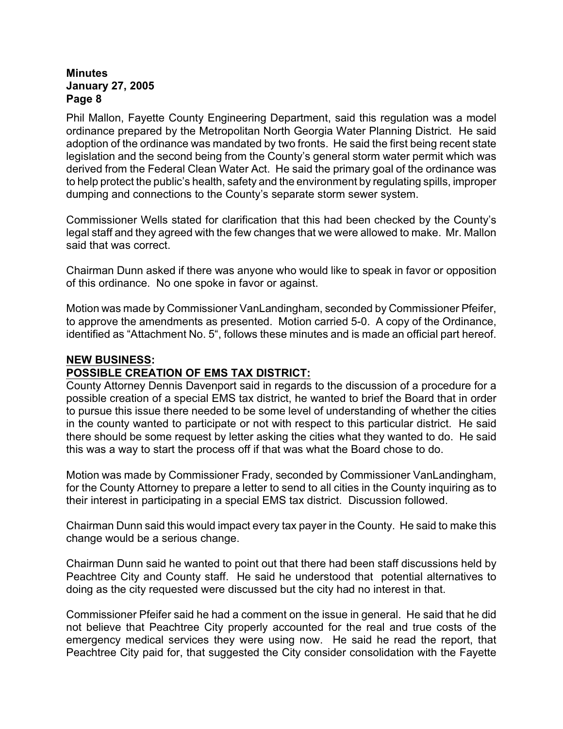Phil Mallon, Fayette County Engineering Department, said this regulation was a model ordinance prepared by the Metropolitan North Georgia Water Planning District. He said adoption of the ordinance was mandated by two fronts. He said the first being recent state legislation and the second being from the County's general storm water permit which was derived from the Federal Clean Water Act. He said the primary goal of the ordinance was to help protect the public's health, safety and the environment by regulating spills, improper dumping and connections to the County's separate storm sewer system.

Commissioner Wells stated for clarification that this had been checked by the County's legal staff and they agreed with the few changes that we were allowed to make. Mr. Mallon said that was correct.

Chairman Dunn asked if there was anyone who would like to speak in favor or opposition of this ordinance. No one spoke in favor or against.

Motion was made by Commissioner VanLandingham, seconded by Commissioner Pfeifer, to approve the amendments as presented. Motion carried 5-0. A copy of the Ordinance, identified as "Attachment No. 5", follows these minutes and is made an official part hereof.

**NEW BUSINESS:**

**POSSIBLE CREATION OF EMS TAX DISTRICT:**

County Attorney Dennis Davenport said in regards to the discussion of a procedure for a possible creation of a special EMS tax district, he wanted to brief the Board that in order to pursue this issue there needed to be some level of understanding of whether the cities in the county wanted to participate or not with respect to this particular district. He said there should be some request by letter asking the cities what they wanted to do. He said this was a way to start the process off if that was what the Board chose to do.

Motion was made by Commissioner Frady, seconded by Commissioner VanLandingham, for the County Attorney to prepare a letter to send to all cities in the County inquiring as to their interest in participating in a special EMS tax district. Discussion followed.

Chairman Dunn said this would impact every tax payer in the County. He said to make this change would be a serious change.

Chairman Dunn said he wanted to point out that there had been staff discussions held by Peachtree City and County staff. He said he understood that potential alternatives to doing as the city requested were discussed but the city had no interest in that.

Commissioner Pfeifer said he had a comment on the issue in general. He said that he did not believe that Peachtree City properly accounted for the real and true costs of the emergency medical services they were using now. He said he read the report, that Peachtree City paid for, that suggested the City consider consolidation with the Fayette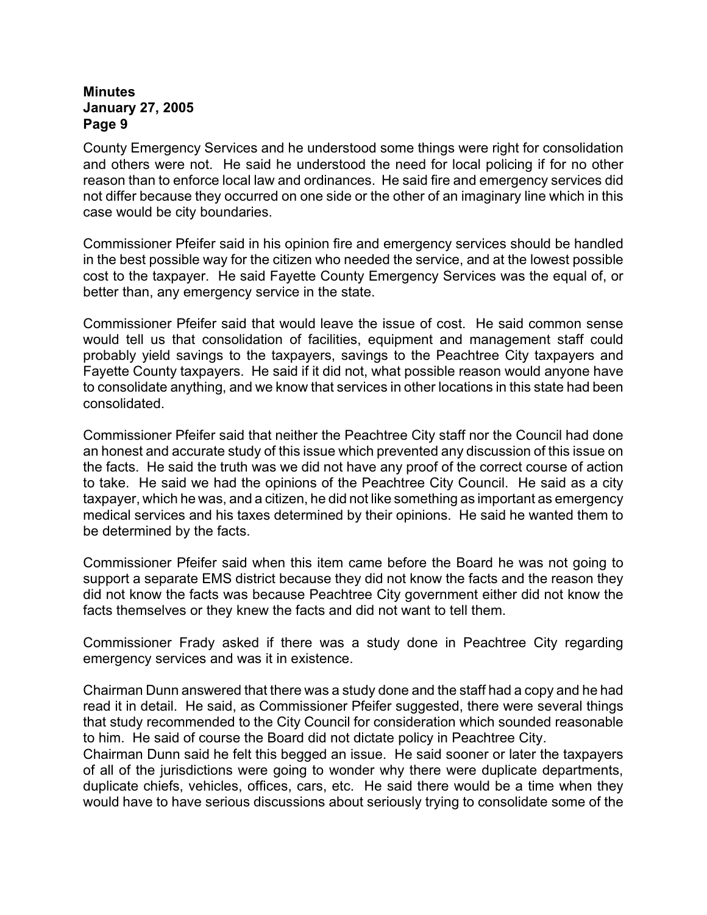County Emergency Services and he understood some things were right for consolidation and others were not. He said he understood the need for local policing if for no other reason than to enforce local law and ordinances. He said fire and emergency services did not differ because they occurred on one side or the other of an imaginary line which in this case would be city boundaries.

Commissioner Pfeifer said in his opinion fire and emergency services should be handled in the best possible way for the citizen who needed the service, and at the lowest possible cost to the taxpayer. He said Fayette County Emergency Services was the equal of, or better than, any emergency service in the state.

Commissioner Pfeifer said that would leave the issue of cost. He said common sense would tell us that consolidation of facilities, equipment and management staff could probably yield savings to the taxpayers, savings to the Peachtree City taxpayers and Fayette County taxpayers. He said if it did not, what possible reason would anyone have to consolidate anything, and we know that services in other locations in this state had been consolidated.

Commissioner Pfeifer said that neither the Peachtree City staff nor the Council had done an honest and accurate study of this issue which prevented any discussion of this issue on the facts. He said the truth was we did not have any proof of the correct course of action to take. He said we had the opinions of the Peachtree City Council. He said as a city taxpayer, which he was, and a citizen, he did not like something as important as emergency medical services and his taxes determined by their opinions. He said he wanted them to be determined by the facts.

Commissioner Pfeifer said when this item came before the Board he was not going to support a separate EMS district because they did not know the facts and the reason they did not know the facts was because Peachtree City government either did not know the facts themselves or they knew the facts and did not want to tell them.

Commissioner Frady asked if there was a study done in Peachtree City regarding emergency services and was it in existence.

Chairman Dunn answered that there was a study done and the staff had a copy and he had read it in detail. He said, as Commissioner Pfeifer suggested, there were several things that study recommended to the City Council for consideration which sounded reasonable to him. He said of course the Board did not dictate policy in Peachtree City.

Chairman Dunn said he felt this begged an issue. He said sooner or later the taxpayers of all of the jurisdictions were going to wonder why there were duplicate departments, duplicate chiefs, vehicles, offices, cars, etc. He said there would be a time when they would have to have serious discussions about seriously trying to consolidate some of the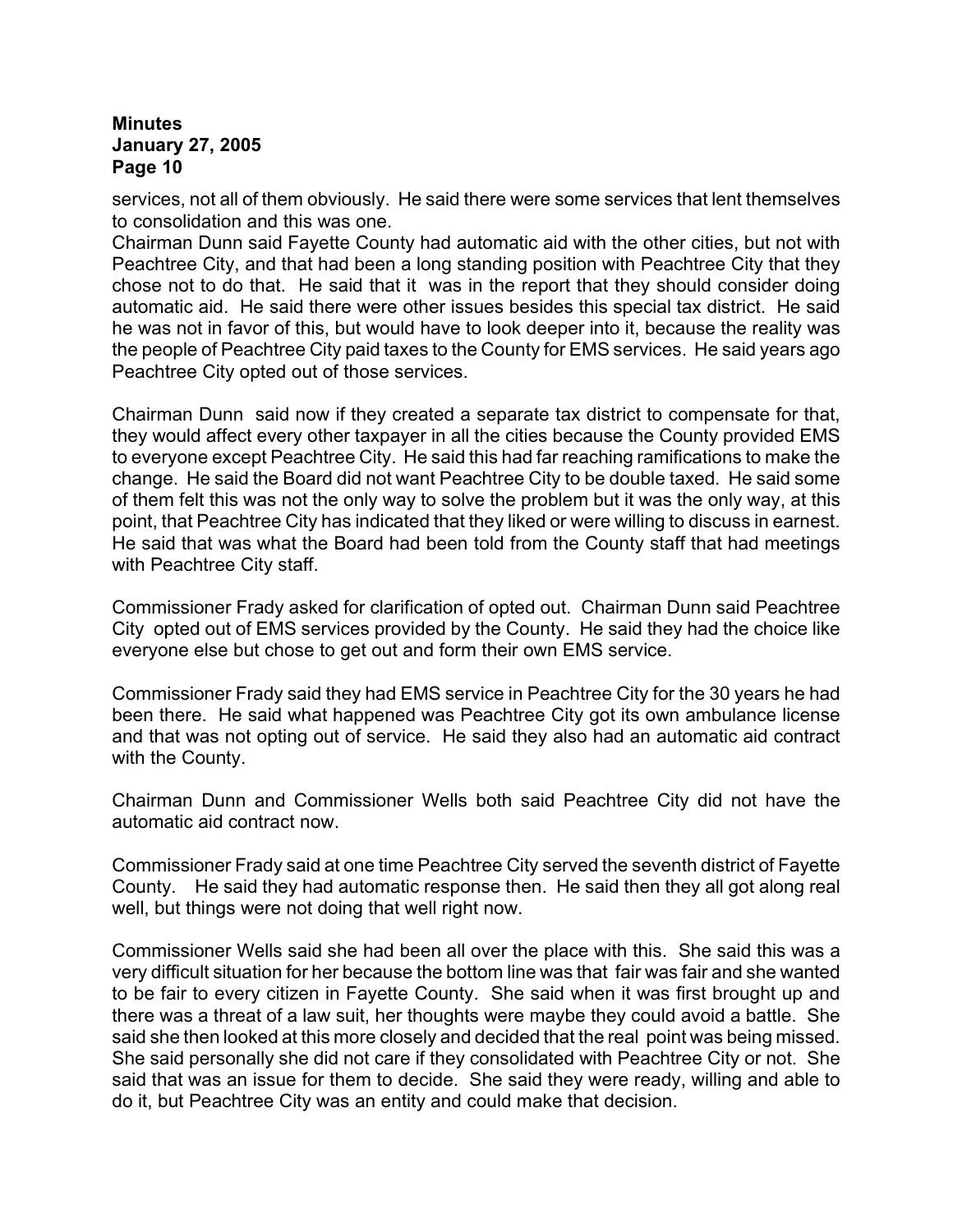services, not all of them obviously. He said there were some services that lent themselves to consolidation and this was one.

Chairman Dunn said Fayette County had automatic aid with the other cities, but not with Peachtree City, and that had been a long standing position with Peachtree City that they chose not to do that. He said that it was in the report that they should consider doing automatic aid. He said there were other issues besides this special tax district. He said he was not in favor of this, but would have to look deeper into it, because the reality was the people of Peachtree City paid taxes to the County for EMS services. He said years ago Peachtree City opted out of those services.

Chairman Dunn said now if they created a separate tax district to compensate for that, they would affect every other taxpayer in all the cities because the County provided EMS to everyone except Peachtree City. He said this had far reaching ramifications to make the change. He said the Board did not want Peachtree City to be double taxed. He said some of them felt this was not the only way to solve the problem but it was the only way, at this point, that Peachtree City has indicated that they liked or were willing to discuss in earnest. He said that was what the Board had been told from the County staff that had meetings with Peachtree City staff.

Commissioner Frady asked for clarification of opted out. Chairman Dunn said Peachtree City opted out of EMS services provided by the County. He said they had the choice like everyone else but chose to get out and form their own EMS service.

Commissioner Frady said they had EMS service in Peachtree City for the 30 years he had been there. He said what happened was Peachtree City got its own ambulance license and that was not opting out of service. He said they also had an automatic aid contract with the County.

Chairman Dunn and Commissioner Wells both said Peachtree City did not have the automatic aid contract now.

Commissioner Frady said at one time Peachtree City served the seventh district of Fayette County. He said they had automatic response then. He said then they all got along real well, but things were not doing that well right now.

Commissioner Wells said she had been all over the place with this. She said this was a very difficult situation for her because the bottom line was that fair was fair and she wanted to be fair to every citizen in Fayette County. She said when it was first brought up and there was a threat of a law suit, her thoughts were maybe they could avoid a battle. She said she then looked at this more closely and decided that the real point was being missed. She said personally she did not care if they consolidated with Peachtree City or not. She said that was an issue for them to decide. She said they were ready, willing and able to do it, but Peachtree City was an entity and could make that decision.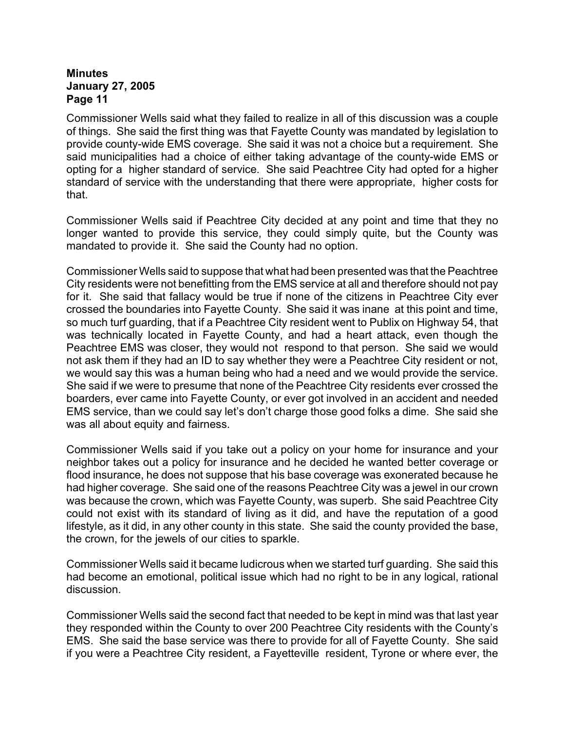Commissioner Wells said what they failed to realize in all of this discussion was a couple of things. She said the first thing was that Fayette County was mandated by legislation to provide county-wide EMS coverage. She said it was not a choice but a requirement. She said municipalities had a choice of either taking advantage of the county-wide EMS or opting for a higher standard of service. She said Peachtree City had opted for a higher standard of service with the understanding that there were appropriate, higher costs for that.

Commissioner Wells said if Peachtree City decided at any point and time that they no longer wanted to provide this service, they could simply quite, but the County was mandated to provide it. She said the County had no option.

Commissioner Wells said to suppose that what had been presented was that the Peachtree City residents were not benefitting from the EMS service at all and therefore should not pay for it. She said that fallacy would be true if none of the citizens in Peachtree City ever crossed the boundaries into Fayette County. She said it was inane at this point and time, so much turf guarding, that if a Peachtree City resident went to Publix on Highway 54, that was technically located in Fayette County, and had a heart attack, even though the Peachtree EMS was closer, they would not respond to that person. She said we would not ask them if they had an ID to say whether they were a Peachtree City resident or not, we would say this was a human being who had a need and we would provide the service. She said if we were to presume that none of the Peachtree City residents ever crossed the boarders, ever came into Fayette County, or ever got involved in an accident and needed EMS service, than we could say let's don't charge those good folks a dime. She said she was all about equity and fairness.

Commissioner Wells said if you take out a policy on your home for insurance and your neighbor takes out a policy for insurance and he decided he wanted better coverage or flood insurance, he does not suppose that his base coverage was exonerated because he had higher coverage. She said one of the reasons Peachtree City was a jewel in our crown was because the crown, which was Fayette County, was superb. She said Peachtree City could not exist with its standard of living as it did, and have the reputation of a good lifestyle, as it did, in any other county in this state. She said the county provided the base, the crown, for the jewels of our cities to sparkle.

Commissioner Wells said it became ludicrous when we started turf guarding. She said this had become an emotional, political issue which had no right to be in any logical, rational discussion.

Commissioner Wells said the second fact that needed to be kept in mind was that last year they responded within the County to over 200 Peachtree City residents with the County's EMS. She said the base service was there to provide for all of Fayette County. She said if you were a Peachtree City resident, a Fayetteville resident, Tyrone or where ever, the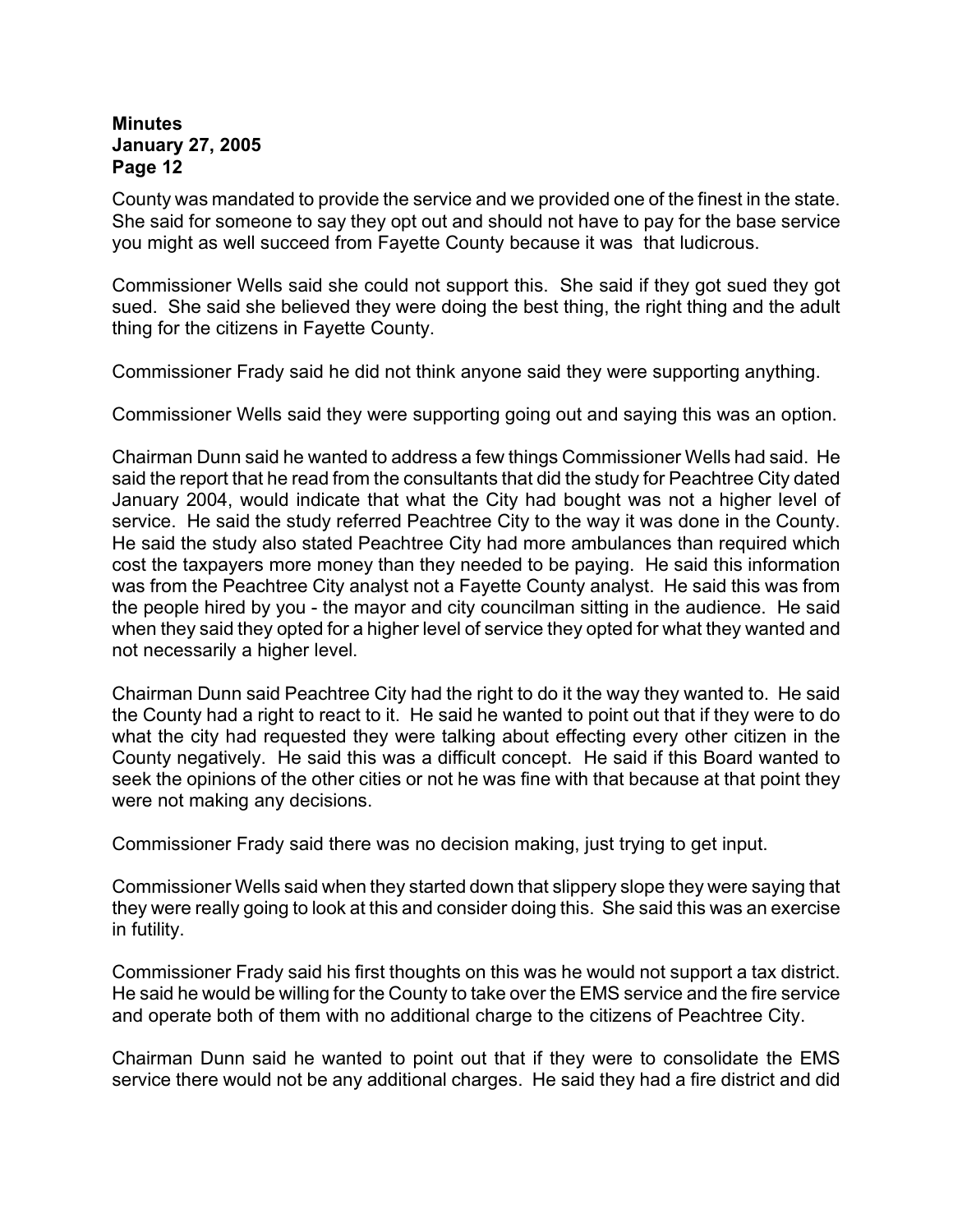County was mandated to provide the service and we provided one of the finest in the state. She said for someone to say they opt out and should not have to pay for the base service you might as well succeed from Fayette County because it was  that ludicrous.

Commissioner Wells said she could not support this.  She said if they got sued they got sued.  She said she believed they were doing the best thing, the right thing and the adult thing for the citizens in Fayette County.

Commissioner Frady said he did not think anyone said they were supporting anything.

Commissioner Wells said they were supporting going out and saying this was an option.

Chairman Dunn said he wanted to address a few things Commissioner Wells had said.  He said the report that he read from the consultants that did the study for Peachtree City dated January 2004, would indicate that what the City had bought was not a higher level of service.  He said the study referred Peachtree City to the way it was done in the County. He said the study also stated Peachtree City had more ambulances than required which cost the taxpayers more money than they needed to be paying.  He said this information was from the Peachtree City analyst not a Fayette County analyst.  He said this was from the people hired by you - the mayor and city councilman sitting in the audience.  He said when they said they opted for a higher level of service they opted for what they wanted and not necessarily a higher level.

Chairman Dunn said Peachtree City had the right to do it the way they wanted to.  He said the County had a right to react to it.  He said he wanted to point out that if they were to do what the city had requested they were talking about effecting every other citizen in the County negatively.  He said this was a difficult concept.  He said if this Board wanted to seek the opinions of the other cities or not he was fine with that because at that point they were not making any decisions.

Commissioner Frady said there was no decision making, just trying to get input.

Commissioner Wells said when they started down that slippery slope they were saying that they were really going to look at this and consider doing this.  She said this was an exercise in futility.

Commissioner Frady said his first thoughts on this was he would not support a tax district. He said he would be willing for the County to take over the EMS service and the fire service and operate both of them with no additional charge to the citizens of Peachtree City.

Chairman Dunn said he wanted to point out that if they were to consolidate the EMS service there would not be any additional charges.  He said they had a fire district and did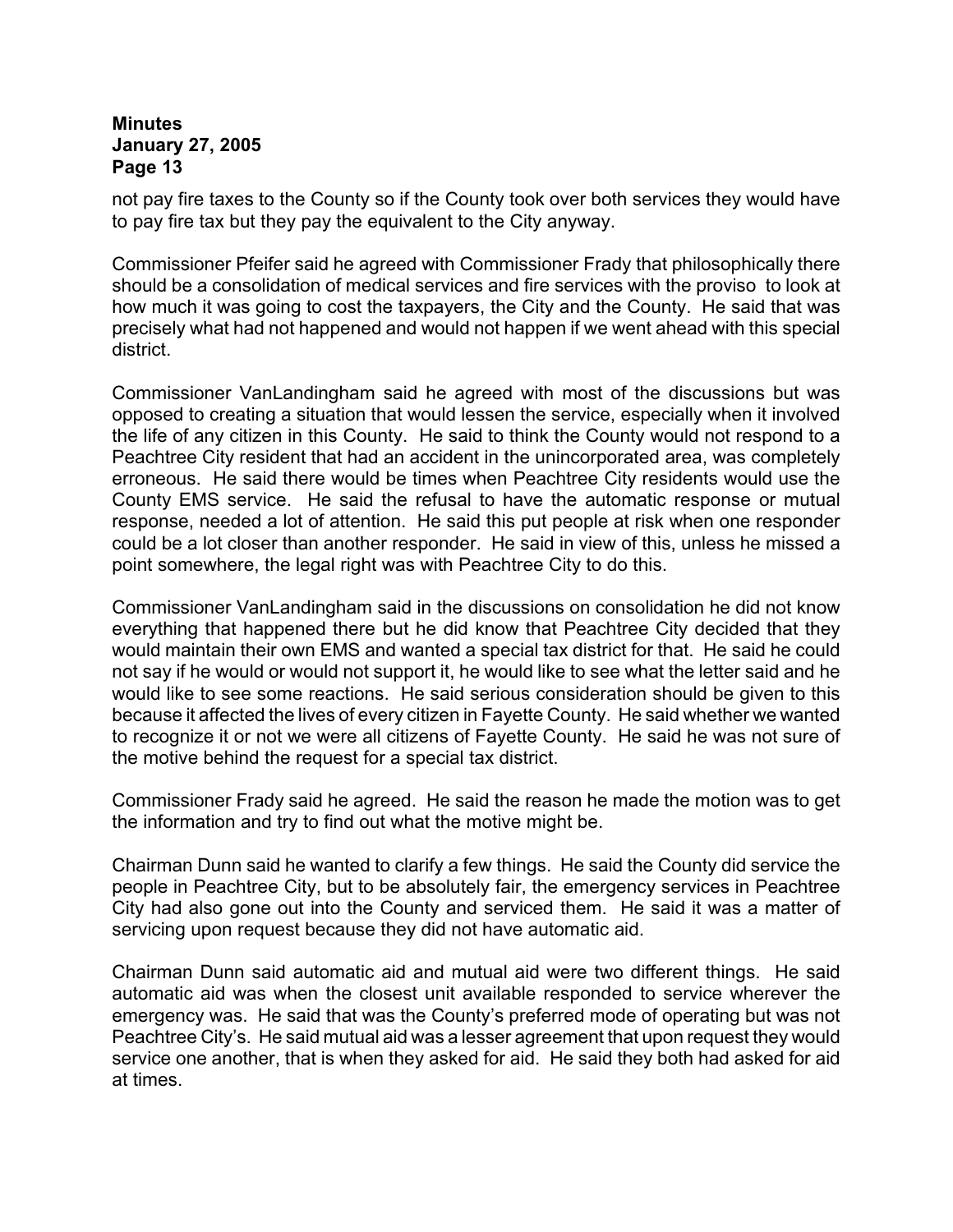not pay fire taxes to the County so if the County took over both services they would have to pay fire tax but they pay the equivalent to the City anyway.

Commissioner Pfeifer said he agreed with Commissioner Frady that philosophically there should be a consolidation of medical services and fire services with the proviso to look at how much it was going to cost the taxpayers, the City and the County. He said that was precisely what had not happened and would not happen if we went ahead with this special district.

Commissioner VanLandingham said he agreed with most of the discussions but was opposed to creating a situation that would lessen the service, especially when it involved the life of any citizen in this County. He said to think the County would not respond to a Peachtree City resident that had an accident in the unincorporated area, was completely erroneous. He said there would be times when Peachtree City residents would use the County EMS service. He said the refusal to have the automatic response or mutual response, needed a lot of attention. He said this put people at risk when one responder could be a lot closer than another responder. He said in view of this, unless he missed a point somewhere, the legal right was with Peachtree City to do this.

Commissioner VanLandingham said in the discussions on consolidation he did not know everything that happened there but he did know that Peachtree City decided that they would maintain their own EMS and wanted a special tax district for that. He said he could not say if he would or would not support it, he would like to see what the letter said and he would like to see some reactions. He said serious consideration should be given to this because it affected the lives of every citizen in Fayette County. He said whether we wanted to recognize it or not we were all citizens of Fayette County. He said he was not sure of the motive behind the request for a special tax district.

Commissioner Frady said he agreed. He said the reason he made the motion was to get the information and try to find out what the motive might be.

Chairman Dunn said he wanted to clarify a few things. He said the County did service the people in Peachtree City, but to be absolutely fair, the emergency services in Peachtree City had also gone out into the County and serviced them. He said it was a matter of servicing upon request because they did not have automatic aid.

Chairman Dunn said automatic aid and mutual aid were two different things. He said automatic aid was when the closest unit available responded to service wherever the emergency was. He said that was the County's preferred mode of operating but was not Peachtree City's. He said mutual aid was a lesser agreement that upon request they would service one another, that is when they asked for aid. He said they both had asked for aid at times.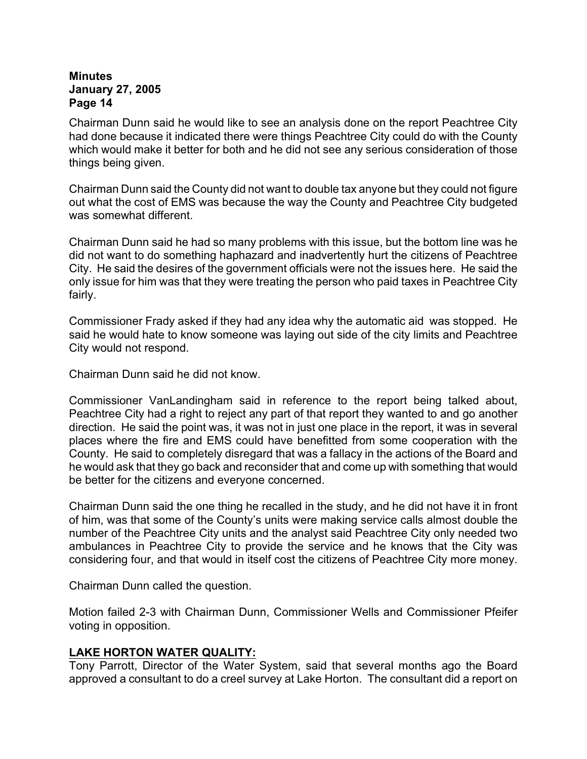Chairman Dunn said he would like to see an analysis done on the report Peachtree City had done because it indicated there were things Peachtree City could do with the County which would make it better for both and he did not see any serious consideration of those things being given.

Chairman Dunn said the County did not want to double tax anyone but they could not figure out what the cost of EMS was because the way the County and Peachtree City budgeted was somewhat different.

Chairman Dunn said he had so many problems with this issue, but the bottom line was he did not want to do something haphazard and inadvertently hurt the citizens of Peachtree City. He said the desires of the government officials were not the issues here. He said the only issue for him was that they were treating the person who paid taxes in Peachtree City fairly.

Commissioner Frady asked if they had any idea why the automatic aid was stopped. He said he would hate to know someone was laying out side of the city limits and Peachtree City would not respond.

Chairman Dunn said he did not know.

Commissioner VanLandingham said in reference to the report being talked about, Peachtree City had a right to reject any part of that report they wanted to and go another direction. He said the point was, it was not in just one place in the report, it was in several places where the fire and EMS could have benefitted from some cooperation with the County. He said to completely disregard that was a fallacy in the actions of the Board and he would ask that they go back and reconsider that and come up with something that would be better for the citizens and everyone concerned.

Chairman Dunn said the one thing he recalled in the study, and he did not have it in front of him, was that some of the County's units were making service calls almost double the number of the Peachtree City units and the analyst said Peachtree City only needed two ambulances in Peachtree City to provide the service and he knows that the City was considering four, and that would in itself cost the citizens of Peachtree City more money.

Chairman Dunn called the question.

Motion failed 2-3 with Chairman Dunn, Commissioner Wells and Commissioner Pfeifer voting in opposition.

**LAKE HORTON WATER QUALITY:**

Tony Parrott, Director of the Water System, said that several months ago the Board approved a consultant to do a creel survey at Lake Horton. The consultant did a report on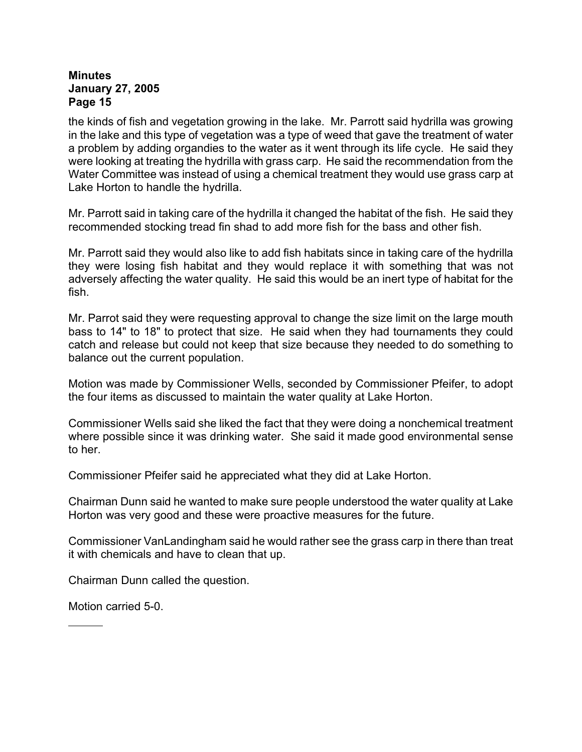the kinds of fish and vegetation growing in the lake. Mr. Parrott said hydrilla was growing in the lake and this type of vegetation was a type of weed that gave the treatment of water a problem by adding organdies to the water as it went through its life cycle. He said they were looking at treating the hydrilla with grass carp. He said the recommendation from the Water Committee was instead of using a chemical treatment they would use grass carp at Lake Horton to handle the hydrilla.

Mr. Parrott said in taking care of the hydrilla it changed the habitat of the fish. He said they recommended stocking tread fin shad to add more fish for the bass and other fish.

Mr. Parrott said they would also like to add fish habitats since in taking care of the hydrilla they were losing fish habitat and they would replace it with something that was not adversely affecting the water quality. He said this would be an inert type of habitat for the fish.

Mr. Parrot said they were requesting approval to change the size limit on the large mouth bass to 14" to 18" to protect that size. He said when they had tournaments they could catch and release but could not keep that size because they needed to do something to balance out the current population.

Motion was made by Commissioner Wells, seconded by Commissioner Pfeifer, to adopt the four items as discussed to maintain the water quality at Lake Horton.

Commissioner Wells said she liked the fact that they were doing a nonchemical treatment where possible since it was drinking water. She said it made good environmental sense to her.

Commissioner Pfeifer said he appreciated what they did at Lake Horton.

Chairman Dunn said he wanted to make sure people understood the water quality at Lake Horton was very good and these were proactive measures for the future.

Commissioner VanLandingham said he would rather see the grass carp in there than treat it with chemicals and have to clean that up.

Chairman Dunn called the question.

Motion carried 5-0.

______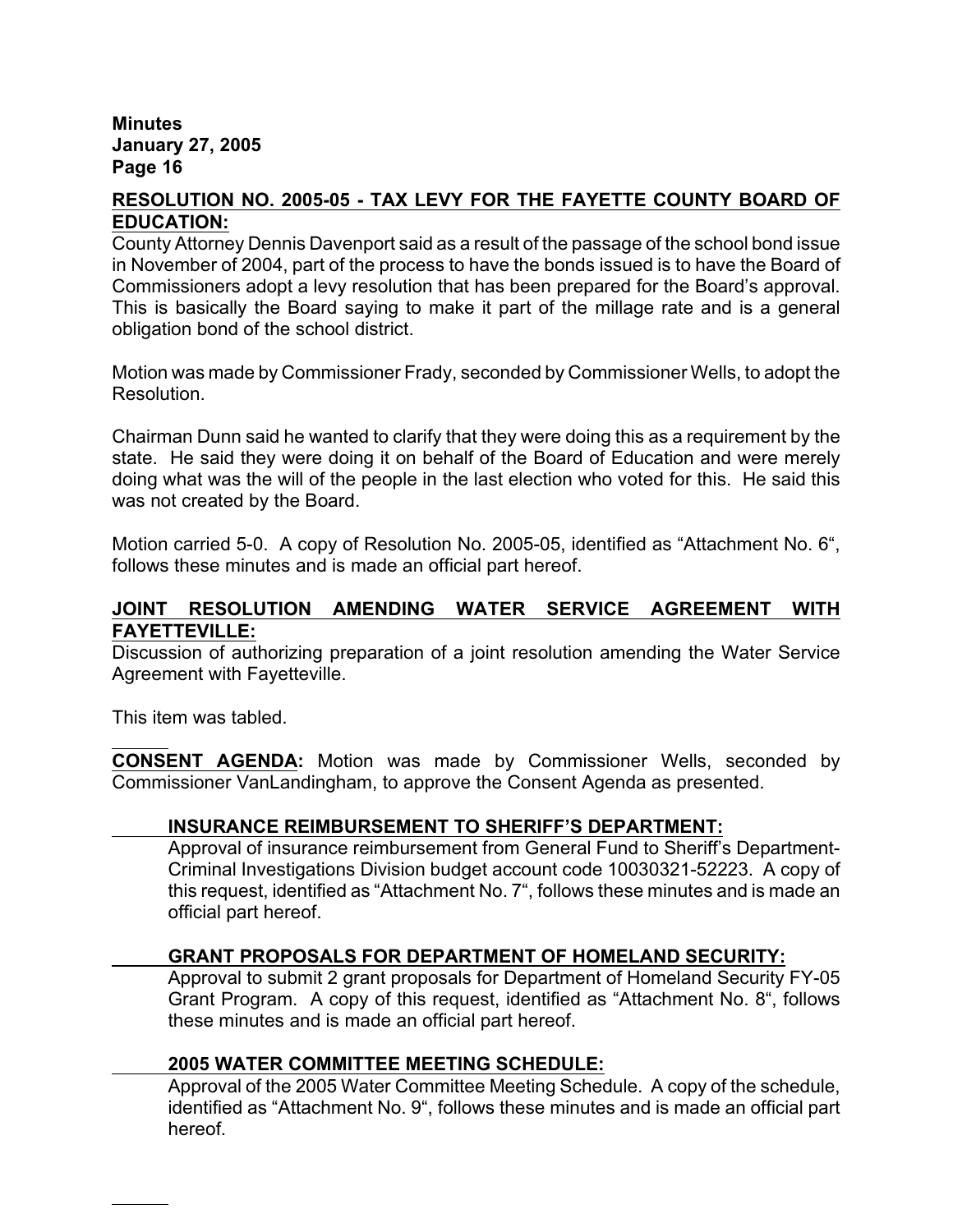**RESOLUTION NO. 2005-05 - TAX LEVY FOR THE FAYETTE COUNTY BOARD OF EDUCATION:**

County Attorney Dennis Davenport said as a result of the passage of the school bond issue in November of 2004, part of the process to have the bonds issued is to have the Board of Commissioners adopt a levy resolution that has been prepared for the Board's approval. This is basically the Board saying to make it part of the millage rate and is a general obligation bond of the school district.

Motion was made by Commissioner Frady, seconded by Commissioner Wells, to adopt the Resolution.

Chairman Dunn said he wanted to clarify that they were doing this as a requirement by the state. He said they were doing it on behalf of the Board of Education and were merely doing what was the will of the people in the last election who voted for this. He said this was not created by the Board.

Motion carried 5-0. A copy of Resolution No. 2005-05, identified as "Attachment No. 6", follows these minutes and is made an official part hereof.

**JOINT RESOLUTION AMENDING WATER SERVICE AGREEMENT WITH FAYETTEVILLE:**

Discussion of authorizing preparation of a joint resolution amending the Water Service Agreement with Fayetteville.

This item was tabled.

**CONSENT AGENDA:** Motion was made by Commissioner Wells, seconded by Commissioner VanLandingham, to approve the Consent Agenda as presented.

**INSURANCE REIMBURSEMENT TO SHERIFF'S DEPARTMENT:**

Approval of insurance reimbursement from General Fund to Sheriff's Department-Criminal Investigations Division budget account code 10030321-52223. A copy of this request, identified as "Attachment No. 7", follows these minutes and is made an official part hereof.

**GRANT PROPOSALS FOR DEPARTMENT OF HOMELAND SECURITY:**

Approval to submit 2 grant proposals for Department of Homeland Security FY-05 Grant Program. A copy of this request, identified as "Attachment No. 8", follows these minutes and is made an official part hereof.

**2005 WATER COMMITTEE MEETING SCHEDULE:**

Approval of the 2005 Water Committee Meeting Schedule. A copy of the schedule, identified as "Attachment No. 9", follows these minutes and is made an official part hereof.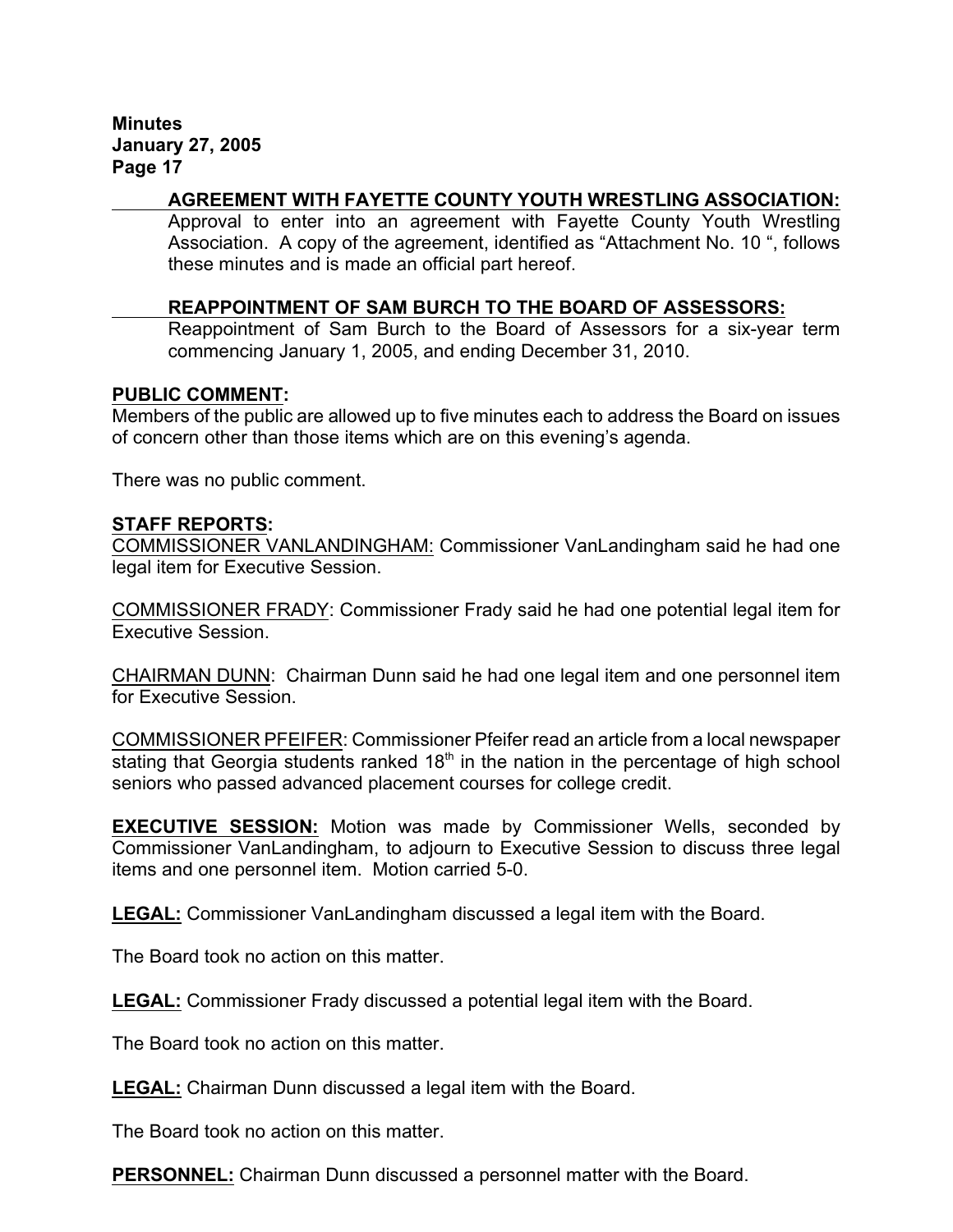**AGREEMENT WITH FAYETTE COUNTY YOUTH WRESTLING ASSOCIATION:**
Approval to enter into an agreement with Fayette County Youth Wrestling Association. A copy of the agreement, identified as "Attachment No. 10 ", follows these minutes and is made an official part hereof.

**REAPPOINTMENT OF SAM BURCH TO THE BOARD OF ASSESSORS:**
Reappointment of Sam Burch to the Board of Assessors for a six-year term commencing January 1, 2005, and ending December 31, 2010.

**PUBLIC COMMENT:**
Members of the public are allowed up to five minutes each to address the Board on issues of concern other than those items which are on this evening's agenda.

There was no public comment.

**STAFF REPORTS:**
COMMISSIONER VANLANDINGHAM: Commissioner VanLandingham said he had one legal item for Executive Session.

COMMISSIONER FRADY: Commissioner Frady said he had one potential legal item for Executive Session.

CHAIRMAN DUNN: Chairman Dunn said he had one legal item and one personnel item for Executive Session.

COMMISSIONER PFEIFER: Commissioner Pfeifer read an article from a local newspaper stating that Georgia students ranked 18th in the nation in the percentage of high school seniors who passed advanced placement courses for college credit.

**EXECUTIVE SESSION:** Motion was made by Commissioner Wells, seconded by Commissioner VanLandingham, to adjourn to Executive Session to discuss three legal items and one personnel item. Motion carried 5-0.

**LEGAL:** Commissioner VanLandingham discussed a legal item with the Board.

The Board took no action on this matter.

**LEGAL:** Commissioner Frady discussed a potential legal item with the Board.

The Board took no action on this matter.

**LEGAL:** Chairman Dunn discussed a legal item with the Board.

The Board took no action on this matter.

**PERSONNEL:** Chairman Dunn discussed a personnel matter with the Board.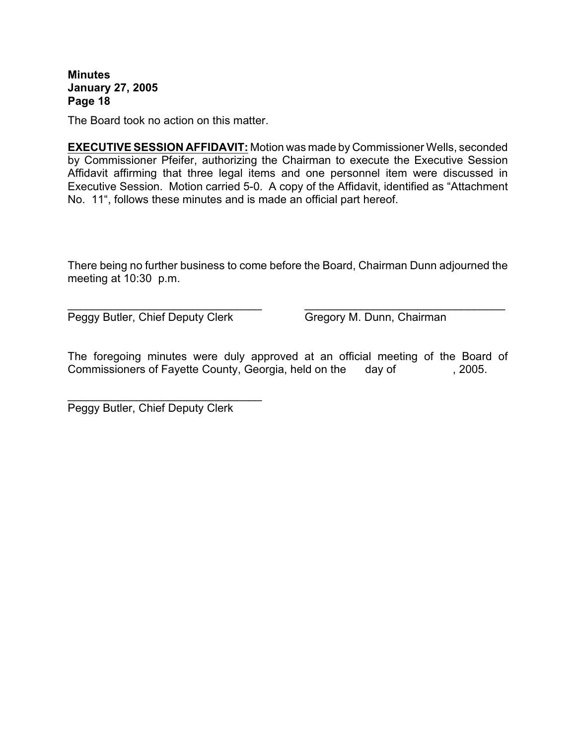The Board took no action on this matter.

**EXECUTIVE SESSION AFFIDAVIT:** Motion was made by Commissioner Wells, seconded by Commissioner Pfeifer, authorizing the Chairman to execute the Executive Session Affidavit affirming that three legal items and one personnel item were discussed in Executive Session. Motion carried 5-0. A copy of the Affidavit, identified as "Attachment No. 11", follows these minutes and is made an official part hereof.

There being no further business to come before the Board, Chairman Dunn adjourned the meeting at 10:30 p.m.

________________________________ ________________________________

Peggy Butler, Chief Deputy Clerk Gregory M. Dunn, Chairman

The foregoing minutes were duly approved at an official meeting of the Board of Commissioners of Fayette County, Georgia, held on the day of , 2005.

________________________________

Peggy Butler, Chief Deputy Clerk